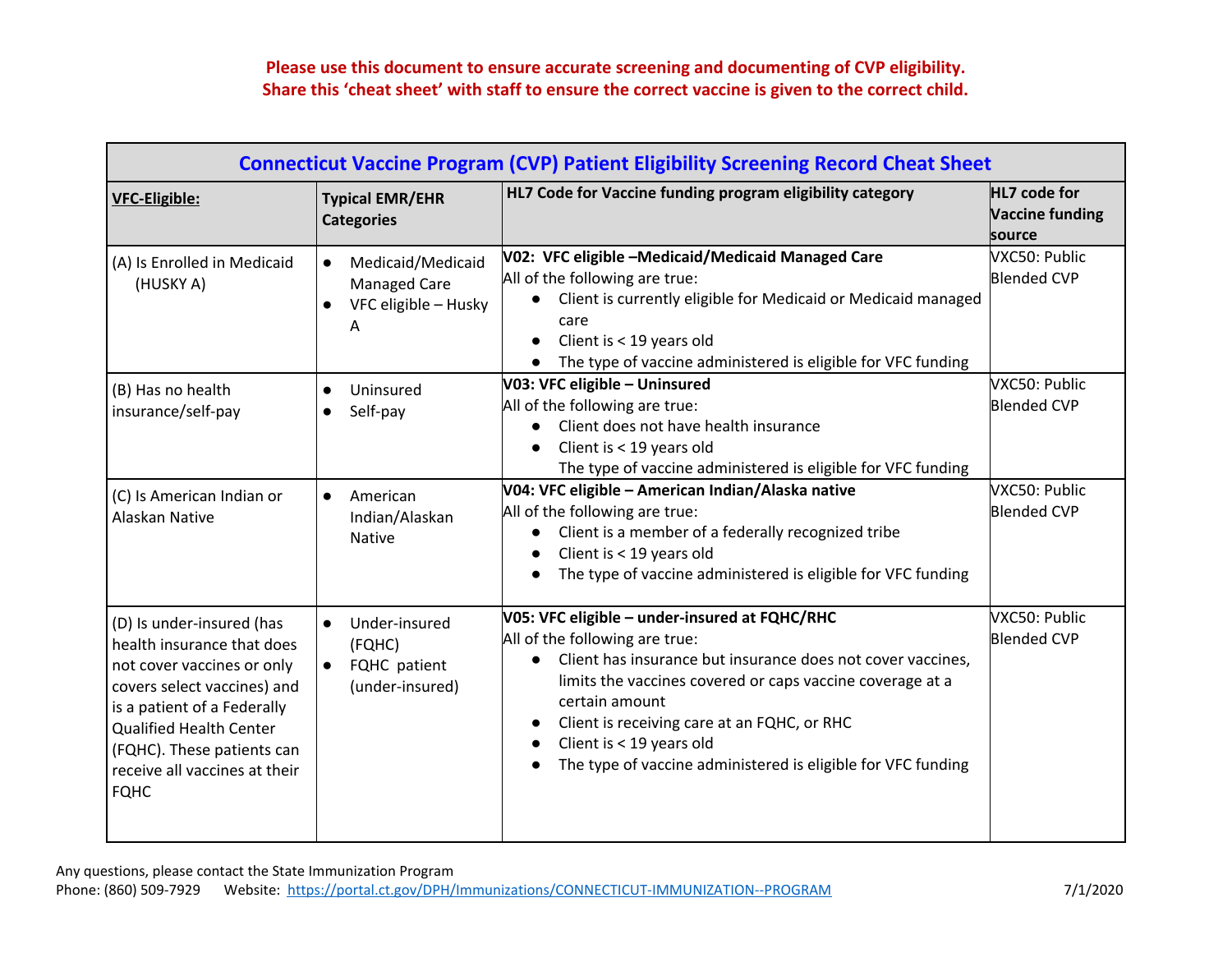**Please use this document to ensure accurate screening and documenting of CVP eligibility.**
**Share this 'cheat sheet' with staff to ensure the correct vaccine is given to the correct child.**

## Connecticut Vaccine Program (CVP) Patient Eligibility Screening Record Cheat Sheet

| VFC-Eligible: | Typical EMR/EHR Categories | HL7 Code for Vaccine funding program eligibility category | HL7 code for Vaccine funding source |
|---|---|---|---|
| (A) Is Enrolled in Medicaid (HUSKY A) | • Medicaid/Medicaid Managed Care<br>• VFC eligible – Husky A | **V02: VFC eligible –Medicaid/Medicaid Managed Care**<br>All of the following are true:<br>• Client is currently eligible for Medicaid or Medicaid managed care<br>• Client is < 19 years old<br>• The type of vaccine administered is eligible for VFC funding | VXC50: Public Blended CVP |
| (B) Has no health insurance/self-pay | • Uninsured<br>• Self-pay | **V03: VFC eligible – Uninsured**<br>All of the following are true:<br>• Client does not have health insurance<br>• Client is < 19 years old<br>The type of vaccine administered is eligible for VFC funding | VXC50: Public Blended CVP |
| (C) Is American Indian or Alaskan Native | • American Indian/Alaskan Native | **V04: VFC eligible – American Indian/Alaska native**<br>All of the following are true:<br>• Client is a member of a federally recognized tribe<br>• Client is < 19 years old<br>• The type of vaccine administered is eligible for VFC funding | VXC50: Public Blended CVP |
| (D) Is under-insured (has health insurance that does not cover vaccines or only covers select vaccines) and is a patient of a Federally Qualified Health Center (FQHC). These patients can receive all vaccines at their FQHC | • Under-insured (FQHC)<br>• FQHC patient (under-insured) | **V05: VFC eligible – under-insured at FQHC/RHC**<br>All of the following are true:<br>• Client has insurance but insurance does not cover vaccines, limits the vaccines covered or caps vaccine coverage at a certain amount<br>• Client is receiving care at an FQHC, or RHC<br>• Client is < 19 years old<br>• The type of vaccine administered is eligible for VFC funding | VXC50: Public Blended CVP |

Any questions, please contact the State Immunization Program
Phone: (860) 509-7929 Website: https://portal.ct.gov/DPH/Immunizations/CONNECTICUT-IMMUNIZATION--PROGRAM 7/1/2020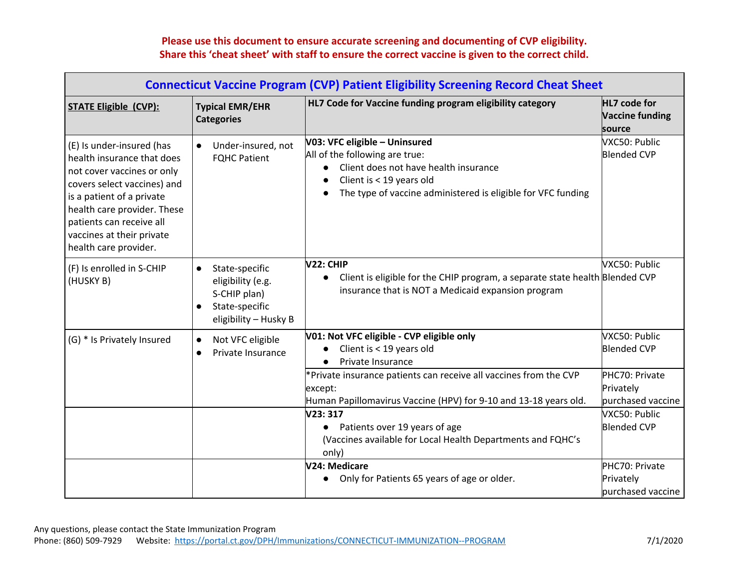**Please use this document to ensure accurate screening and documenting of CVP eligibility.**
**Share this 'cheat sheet' with staff to ensure the correct vaccine is given to the correct child.**

## Connecticut Vaccine Program (CVP) Patient Eligibility Screening Record Cheat Sheet

| **STATE Eligible (CVP):** | **Typical EMR/EHR Categories** | **HL7 Code for Vaccine funding program eligibility category** | **HL7 code for Vaccine funding source** |
|---|---|---|---|
| (E) Is under-insured (has health insurance that does not cover vaccines or only covers select vaccines) and is a patient of a private health care provider. These patients can receive all vaccines at their private health care provider. | • Under-insured, not FQHC Patient | **V03: VFC eligible – Uninsured**<br>All of the following are true:<br>• Client does not have health insurance<br>• Client is < 19 years old<br>• The type of vaccine administered is eligible for VFC funding | VXC50: Public Blended CVP |
| (F) Is enrolled in S-CHIP (HUSKY B) | • State-specific eligibility (e.g. S-CHIP plan)<br>• State-specific eligibility – Husky B | **V22: CHIP**<br>• Client is eligible for the CHIP program, a separate state health insurance that is NOT a Medicaid expansion program | VXC50: Public Blended CVP |
| (G) * Is Privately Insured | • Not VFC eligible<br>• Private Insurance | **V01: Not VFC eligible - CVP eligible only**<br>• Client is < 19 years old<br>• Private Insurance | VXC50: Public Blended CVP |
| | | *Private insurance patients can receive all vaccines from the CVP except:<br>Human Papillomavirus Vaccine (HPV) for 9-10 and 13-18 years old. | PHC70: Private Privately purchased vaccine |
| | | **V23: 317**<br>• Patients over 19 years of age<br>(Vaccines available for Local Health Departments and FQHC's only) | VXC50: Public Blended CVP |
| | | **V24: Medicare**<br>• Only for Patients 65 years of age or older. | PHC70: Private Privately purchased vaccine |

Any questions, please contact the State Immunization Program
Phone: (860) 509-7929 Website: https://portal.ct.gov/DPH/Immunizations/CONNECTICUT-IMMUNIZATION--PROGRAM 7/1/2020